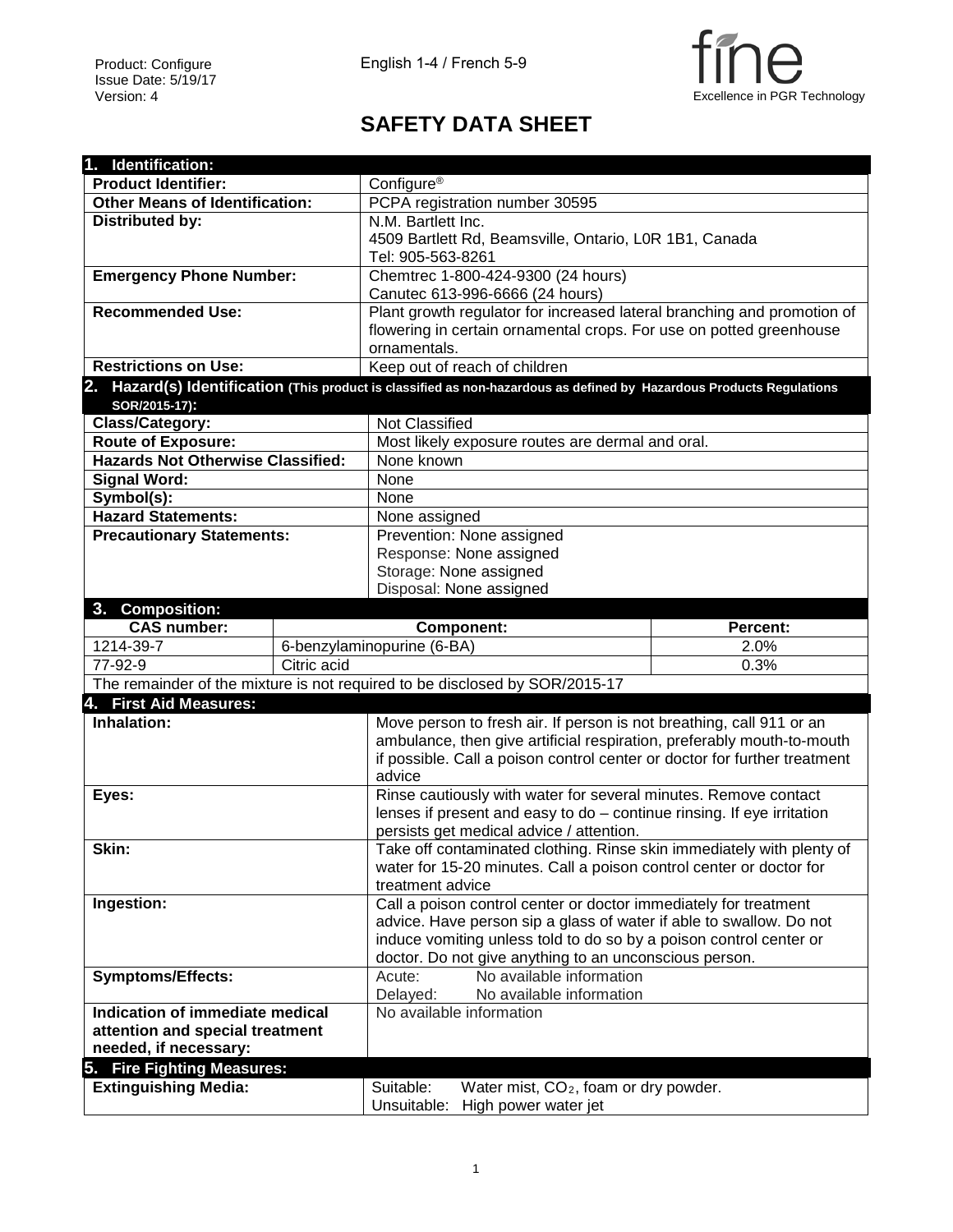Product: Configure
Issue Date: 5/19/17
Version: 4

English 1-4 / French 5-9

fine
Excellence in PGR Technology

# SAFETY DATA SHEET

## 1. Identification:

| | |
|---|---|
| **Product Identifier:** | Configure® |
| **Other Means of Identification:** | PCPA registration number 30595 |
| **Distributed by:** | N.M. Bartlett Inc.<br>4509 Bartlett Rd, Beamsville, Ontario, L0R 1B1, Canada<br>Tel: 905-563-8261 |
| **Emergency Phone Number:** | Chemtrec 1-800-424-9300 (24 hours)<br>Canutec 613-996-6666 (24 hours) |
| **Recommended Use:** | Plant growth regulator for increased lateral branching and promotion of flowering in certain ornamental crops. For use on potted greenhouse ornamentals. |
| **Restrictions on Use:** | Keep out of reach of children |

## 2. Hazard(s) Identification (This product is classified as non-hazardous as defined by Hazardous Products Regulations SOR/2015-17):

| | |
|---|---|
| **Class/Category:** | Not Classified |
| **Route of Exposure:** | Most likely exposure routes are dermal and oral. |
| **Hazards Not Otherwise Classified:** | None known |
| **Signal Word:** | None |
| **Symbol(s):** | None |
| **Hazard Statements:** | None assigned |
| **Precautionary Statements:** | Prevention: None assigned<br>Response: None assigned<br>Storage: None assigned<br>Disposal: None assigned |

## 3. Composition:

| CAS number: | Component: | Percent: |
|---|---|---|
| 1214-39-7 | 6-benzylaminopurine (6-BA) | 2.0% |
| 77-92-9 | Citric acid | 0.3% |

The remainder of the mixture is not required to be disclosed by SOR/2015-17

## 4. First Aid Measures:

| | |
|---|---|
| **Inhalation:** | Move person to fresh air. If person is not breathing, call 911 or an ambulance, then give artificial respiration, preferably mouth-to-mouth if possible. Call a poison control center or doctor for further treatment advice |
| **Eyes:** | Rinse cautiously with water for several minutes. Remove contact lenses if present and easy to do – continue rinsing. If eye irritation persists get medical advice / attention. |
| **Skin:** | Take off contaminated clothing. Rinse skin immediately with plenty of water for 15-20 minutes. Call a poison control center or doctor for treatment advice |
| **Ingestion:** | Call a poison control center or doctor immediately for treatment advice. Have person sip a glass of water if able to swallow. Do not induce vomiting unless told to do so by a poison control center or doctor. Do not give anything to an unconscious person. |
| **Symptoms/Effects:** | Acute: No available information<br>Delayed: No available information |
| **Indication of immediate medical attention and special treatment needed, if necessary:** | No available information |

## 5. Fire Fighting Measures:

| | |
|---|---|
| **Extinguishing Media:** | Suitable: Water mist, $CO_2$, foam or dry powder.<br>Unsuitable: High power water jet |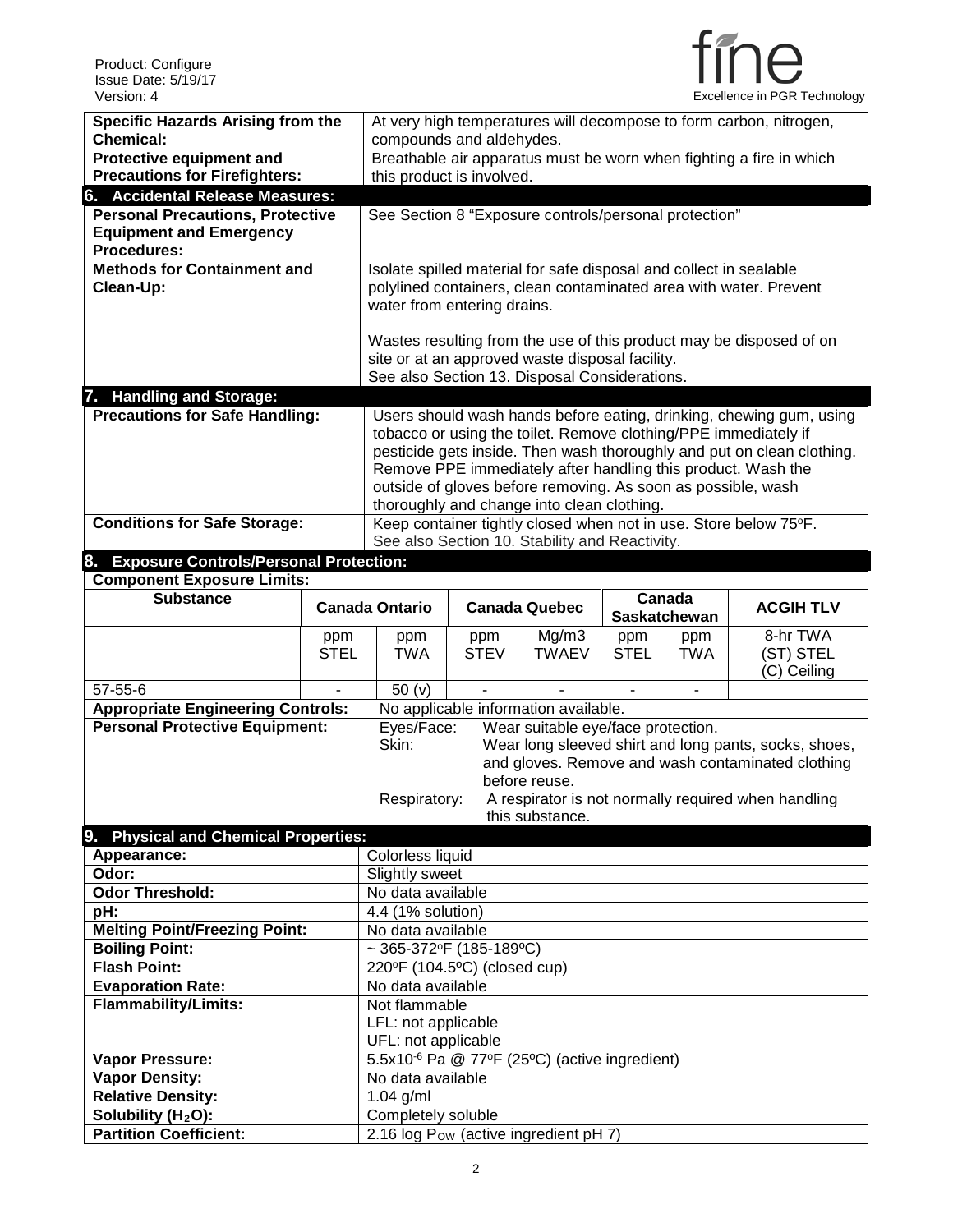| | |
|---|---|
| **Specific Hazards Arising from the Chemical:** | At very high temperatures will decompose to form carbon, nitrogen, compounds and aldehydes. |
| **Protective equipment and Precautions for Firefighters:** | Breathable air apparatus must be worn when fighting a fire in which this product is involved. |

## 6. Accidental Release Measures:

| | |
|---|---|
| **Personal Precautions, Protective Equipment and Emergency Procedures:** | See Section 8 "Exposure controls/personal protection" |
| **Methods for Containment and Clean-Up:** | Isolate spilled material for safe disposal and collect in sealable polylined containers, clean contaminated area with water. Prevent water from entering drains.<br><br>Wastes resulting from the use of this product may be disposed of on site or at an approved waste disposal facility.<br>See also Section 13. Disposal Considerations. |

## 7. Handling and Storage:

| | |
|---|---|
| **Precautions for Safe Handling:** | Users should wash hands before eating, drinking, chewing gum, using tobacco or using the toilet. Remove clothing/PPE immediately if pesticide gets inside. Then wash thoroughly and put on clean clothing. Remove PPE immediately after handling this product. Wash the outside of gloves before removing. As soon as possible, wash thoroughly and change into clean clothing. |
| **Conditions for Safe Storage:** | Keep container tightly closed when not in use. Store below 75°F.<br>See also Section 10. Stability and Reactivity. |

## 8. Exposure Controls/Personal Protection:

**Component Exposure Limits:**

| Substance | Canada Ontario | | Canada Quebec | | Canada Saskatchewan | | ACGIH TLV |
|---|---|---|---|---|---|---|---|
| | ppm STEL | ppm TWA | ppm STEV | Mg/m3 TWAEV | ppm STEL | ppm TWA | 8-hr TWA (ST) STEL (C) Ceiling |
| 57-55-6 | - | 50 (v) | - | - | - | - | |

| | |
|---|---|
| **Appropriate Engineering Controls:** | No applicable information available. |
| **Personal Protective Equipment:** | Eyes/Face: Wear suitable eye/face protection.<br>Skin: Wear long sleeved shirt and long pants, socks, shoes, and gloves. Remove and wash contaminated clothing before reuse.<br>Respiratory: A respirator is not normally required when handling this substance. |

## 9. Physical and Chemical Properties:

| | |
|---|---|
| **Appearance:** | Colorless liquid |
| **Odor:** | Slightly sweet |
| **Odor Threshold:** | No data available |
| **pH:** | 4.4 (1% solution) |
| **Melting Point/Freezing Point:** | No data available |
| **Boiling Point:** | ~ 365-372°F (185-189°C) |
| **Flash Point:** | 220°F (104.5°C) (closed cup) |
| **Evaporation Rate:** | No data available |
| **Flammability/Limits:** | Not flammable<br>LFL: not applicable<br>UFL: not applicable |
| **Vapor Pressure:** | $5.5 \times 10^{-6}$ Pa @ 77°F (25°C) (active ingredient) |
| **Vapor Density:** | No data available |
| **Relative Density:** | 1.04 g/ml |
| **Solubility ($H_2O$):** | Completely soluble |
| **Partition Coefficient:** | 2.16 log $P_{OW}$ (active ingredient pH 7) |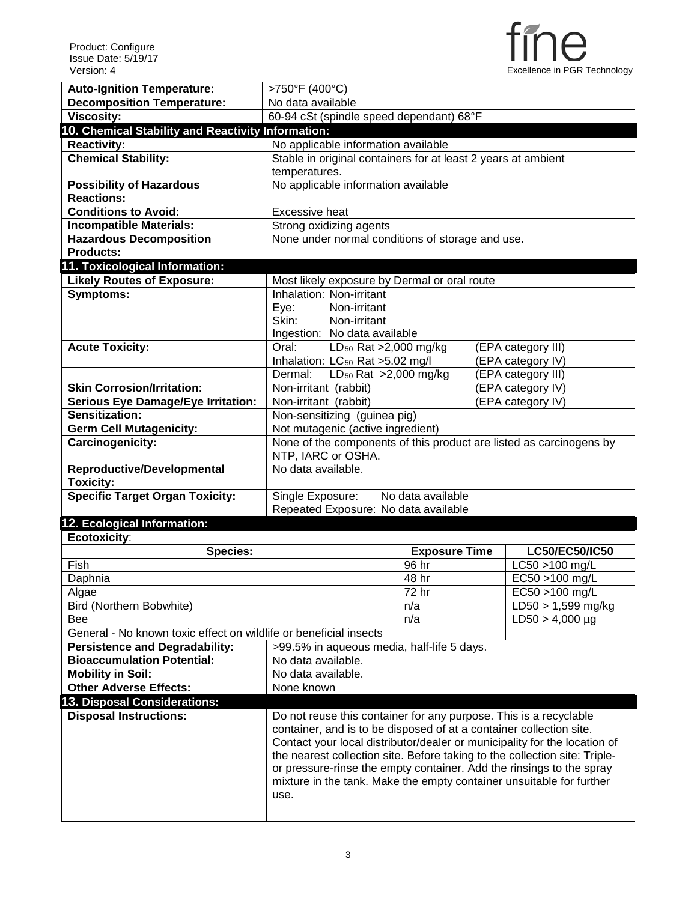| | |
|---|---|
| **Auto-Ignition Temperature:** | >750°F (400°C) |
| **Decomposition Temperature:** | No data available |
| **Viscosity:** | 60-94 cSt (spindle speed dependant) 68°F |

## 10. Chemical Stability and Reactivity Information:

| | |
|---|---|
| **Reactivity:** | No applicable information available |
| **Chemical Stability:** | Stable in original containers for at least 2 years at ambient temperatures. |
| **Possibility of Hazardous Reactions:** | No applicable information available |
| **Conditions to Avoid:** | Excessive heat |
| **Incompatible Materials:** | Strong oxidizing agents |
| **Hazardous Decomposition Products:** | None under normal conditions of storage and use. |

## 11. Toxicological Information:

| | | |
|---|---|---|
| **Likely Routes of Exposure:** | Most likely exposure by Dermal or oral route | |
| **Symptoms:** | Inhalation: Non-irritant<br>Eye: Non-irritant<br>Skin: Non-irritant<br>Ingestion: No data available | |
| **Acute Toxicity:** | Oral: $LD_{50}$ Rat >2,000 mg/kg | (EPA category III) |
| | Inhalation: $LC_{50}$ Rat >5.02 mg/l | (EPA category IV) |
| | Dermal: $LD_{50}$ Rat >2,000 mg/kg | (EPA category III) |
| **Skin Corrosion/Irritation:** | Non-irritant (rabbit) | (EPA category IV) |
| **Serious Eye Damage/Eye Irritation:** | Non-irritant (rabbit) | (EPA category IV) |
| **Sensitization:** | Non-sensitizing (guinea pig) | |
| **Germ Cell Mutagenicity:** | Not mutagenic (active ingredient) | |
| **Carcinogenicity:** | None of the components of this product are listed as carcinogens by NTP, IARC or OSHA. | |
| **Reproductive/Developmental Toxicity:** | No data available. | |
| **Specific Target Organ Toxicity:** | Single Exposure: No data available<br>Repeated Exposure: No data available | |

## 12. Ecological Information:

**Ecotoxicity**:

| Species: | Exposure Time | LC50/EC50/IC50 |
|---|---|---|
| Fish | 96 hr | LC50 >100 mg/L |
| Daphnia | 48 hr | EC50 >100 mg/L |
| Algae | 72 hr | EC50 >100 mg/L |
| Bird (Northern Bobwhite) | n/a | LD50 > 1,599 mg/kg |
| Bee | n/a | LD50 > 4,000 µg |
| General - No known toxic effect on wildlife or beneficial insects | | |

| | |
|---|---|
| **Persistence and Degradability:** | >99.5% in aqueous media, half-life 5 days. |
| **Bioaccumulation Potential:** | No data available. |
| **Mobility in Soil:** | No data available. |
| **Other Adverse Effects:** | None known |

## 13. Disposal Considerations:

| | |
|---|---|
| **Disposal Instructions:** | Do not reuse this container for any purpose. This is a recyclable container, and is to be disposed of at a container collection site. Contact your local distributor/dealer or municipality for the location of the nearest collection site. Before taking to the collection site: Triple- or pressure-rinse the empty container. Add the rinsings to the spray mixture in the tank. Make the empty container unsuitable for further use. |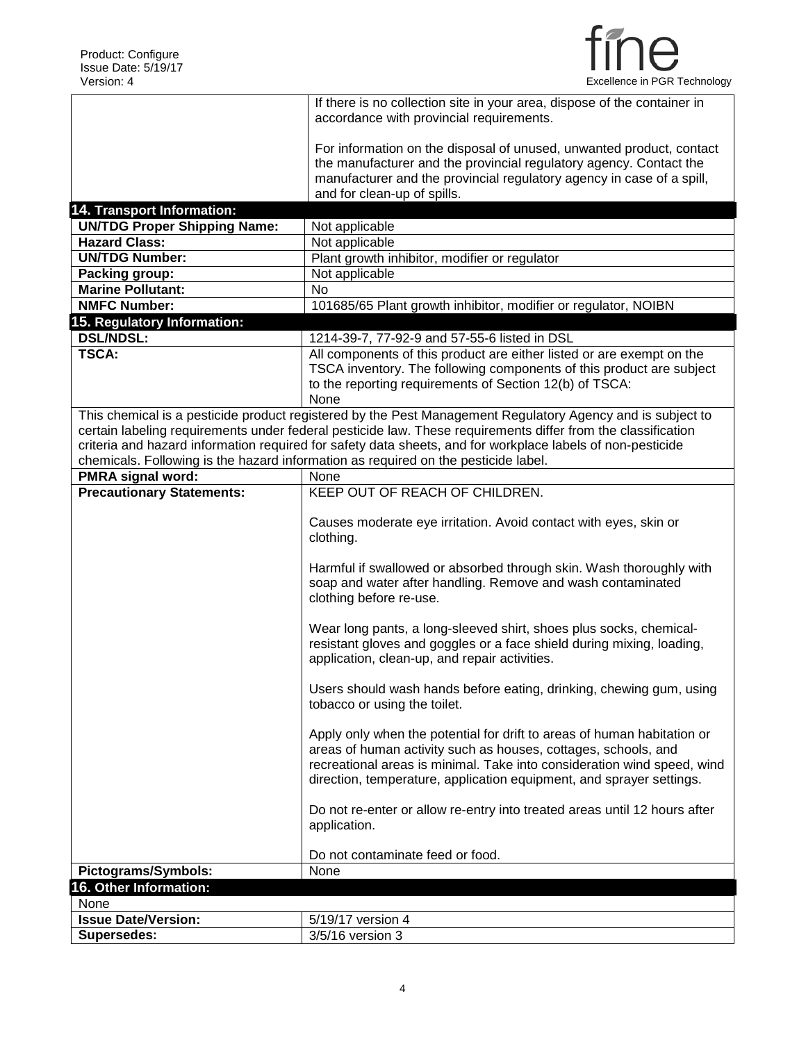| | |
|---|---|
| | If there is no collection site in your area, dispose of the container in accordance with provincial requirements.<br><br>For information on the disposal of unused, unwanted product, contact the manufacturer and the provincial regulatory agency. Contact the manufacturer and the provincial regulatory agency in case of a spill, and for clean-up of spills. |

## 14. Transport Information:

| | |
|---|---|
| **UN/TDG Proper Shipping Name:** | Not applicable |
| **Hazard Class:** | Not applicable |
| **UN/TDG Number:** | Plant growth inhibitor, modifier or regulator |
| **Packing group:** | Not applicable |
| **Marine Pollutant:** | No |
| **NMFC Number:** | 101685/65 Plant growth inhibitor, modifier or regulator, NOIBN |

## 15. Regulatory Information:

| | |
|---|---|
| **DSL/NDSL:** | 1214-39-7, 77-92-9 and 57-55-6 listed in DSL |
| **TSCA:** | All components of this product are either listed or are exempt on the TSCA inventory. The following components of this product are subject to the reporting requirements of Section 12(b) of TSCA:<br>None |

This chemical is a pesticide product registered by the Pest Management Regulatory Agency and is subject to certain labeling requirements under federal pesticide law. These requirements differ from the classification criteria and hazard information required for safety data sheets, and for workplace labels of non-pesticide chemicals. Following is the hazard information as required on the pesticide label.

| | |
|---|---|
| **PMRA signal word:** | None |
| **Precautionary Statements:** | KEEP OUT OF REACH OF CHILDREN.<br><br>Causes moderate eye irritation. Avoid contact with eyes, skin or clothing.<br><br>Harmful if swallowed or absorbed through skin. Wash thoroughly with soap and water after handling. Remove and wash contaminated clothing before re-use.<br><br>Wear long pants, a long-sleeved shirt, shoes plus socks, chemical-resistant gloves and goggles or a face shield during mixing, loading, application, clean-up, and repair activities.<br><br>Users should wash hands before eating, drinking, chewing gum, using tobacco or using the toilet.<br><br>Apply only when the potential for drift to areas of human habitation or areas of human activity such as houses, cottages, schools, and recreational areas is minimal. Take into consideration wind speed, wind direction, temperature, application equipment, and sprayer settings.<br><br>Do not re-enter or allow re-entry into treated areas until 12 hours after application.<br><br>Do not contaminate feed or food. |
| **Pictograms/Symbols:** | None |

## 16. Other Information:

None

| | |
|---|---|
| **Issue Date/Version:** | 5/19/17 version 4 |
| **Supersedes:** | 3/5/16 version 3 |